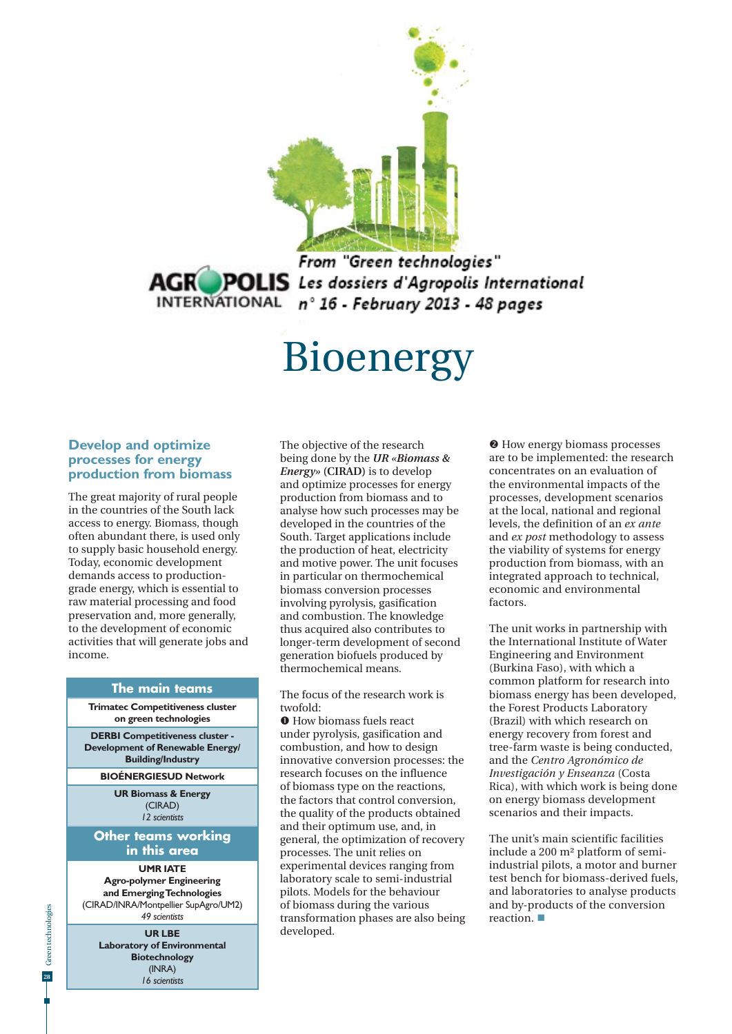From "Green technologies"
Les dossiers d'Agropolis International
n° 16 - February 2013 - 48 pages

# Bioenergy

## Develop and optimize processes for energy production from biomass

The great majority of rural people in the countries of the South lack access to energy. Biomass, though often abundant there, is used only to supply basic household energy. Today, economic development demands access to production-grade energy, which is essential to raw material processing and food preservation and, more generally, to the development of economic activities that will generate jobs and income.

| The main teams |
|---|
| **Trimatec Competitiveness cluster on green technologies** |
| **DERBI Competitiveness cluster - Development of Renewable Energy/ Building/Industry** |
| **BIOÉNERGIESUD Network** |
| **UR Biomass & Energy** (CIRAD) *12 scientists* |
| **Other teams working in this area** |
| **UMR IATE Agro-polymer Engineering and Emerging Technologies** (CIRAD/INRA/Montpellier SupAgro/UM2) *49 scientists* |
| **UR LBE Laboratory of Environmental Biotechnology** (INRA) *16 scientists* |

The objective of the research being done by the ***UR «Biomass & Energy»*** **(CIRAD)** is to develop and optimize processes for energy production from biomass and to analyse how such processes may be developed in the countries of the South. Target applications include the production of heat, electricity and motive power. The unit focuses in particular on thermochemical biomass conversion processes involving pyrolysis, gasification and combustion. The knowledge thus acquired also contributes to longer-term development of second generation biofuels produced by thermochemical means.

The focus of the research work is twofold:

❶ How biomass fuels react under pyrolysis, gasification and combustion, and how to design innovative conversion processes: the research focuses on the influence of biomass type on the reactions, the factors that control conversion, the quality of the products obtained and their optimum use, and, in general, the optimization of recovery processes. The unit relies on experimental devices ranging from laboratory scale to semi-industrial pilots. Models for the behaviour of biomass during the various transformation phases are also being developed.

❷ How energy biomass processes are to be implemented: the research concentrates on an evaluation of the environmental impacts of the processes, development scenarios at the local, national and regional levels, the definition of an *ex ante* and *ex post* methodology to assess the viability of systems for energy production from biomass, with an integrated approach to technical, economic and environmental factors.

The unit works in partnership with the International Institute of Water Engineering and Environment (Burkina Faso), with which a common platform for research into biomass energy has been developed, the Forest Products Laboratory (Brazil) with which research on energy recovery from forest and tree-farm waste is being conducted, and the *Centro Agronómico de Investigación y Enseanza* (Costa Rica), with which work is being done on energy biomass development scenarios and their impacts.

The unit's main scientific facilities include a 200 $m^2$ platform of semi-industrial pilots, a motor and burner test bench for biomass-derived fuels, and laboratories to analyse products and by-products of the conversion reaction. ■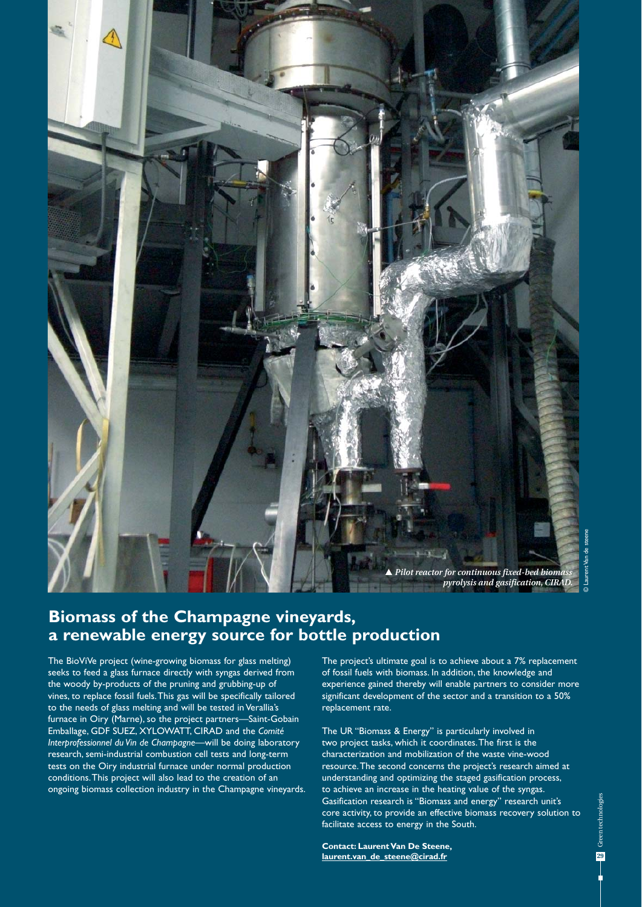▲ *Pilot reactor for continuous fixed-bed biomass pyrolysis and gasification, CIRAD.*

© Laurent Van de steene

## Biomass of the Champagne vineyards, a renewable energy source for bottle production

The BioViVe project (wine-growing biomass for glass melting) seeks to feed a glass furnace directly with syngas derived from the woody by-products of the pruning and grubbing-up of vines, to replace fossil fuels. This gas will be specifically tailored to the needs of glass melting and will be tested in Verallia's furnace in Oiry (Marne), so the project partners—Saint-Gobain Emballage, GDF SUEZ, XYLOWATT, CIRAD and the *Comité Interprofessionnel du Vin de Champagne*—will be doing laboratory research, semi-industrial combustion cell tests and long-term tests on the Oiry industrial furnace under normal production conditions. This project will also lead to the creation of an ongoing biomass collection industry in the Champagne vineyards.

The project's ultimate goal is to achieve about a 7% replacement of fossil fuels with biomass. In addition, the knowledge and experience gained thereby will enable partners to consider more significant development of the sector and a transition to a 50% replacement rate.

The UR "Biomass & Energy" is particularly involved in two project tasks, which it coordinates. The first is the characterization and mobilization of the waste vine-wood resource. The second concerns the project's research aimed at understanding and optimizing the staged gasification process, to achieve an increase in the heating value of the syngas. Gasification research is "Biomass and energy" research unit's core activity, to provide an effective biomass recovery solution to facilitate access to energy in the South.

**Contact: Laurent Van De Steene, laurent.van_de_steene@cirad.fr**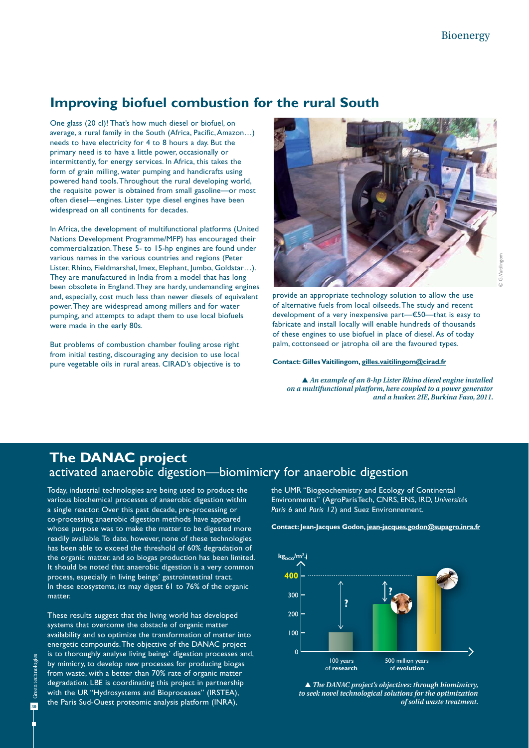## Improving biofuel combustion for the rural South

One glass (20 cl)! That's how much diesel or biofuel, on average, a rural family in the South (Africa, Pacific, Amazon…) needs to have electricity for 4 to 8 hours a day. But the primary need is to have a little power, occasionally or intermittently, for energy services. In Africa, this takes the form of grain milling, water pumping and handicrafts using powered hand tools. Throughout the rural developing world, the requisite power is obtained from small gasoline—or most often diesel—engines. Lister type diesel engines have been widespread on all continents for decades.

In Africa, the development of multifunctional platforms (United Nations Development Programme/MFP) has encouraged their commercialization. These 5- to 15-hp engines are found under various names in the various countries and regions (Peter Lister, Rhino, Fieldmarshal, Imex, Elephant, Jumbo, Goldstar…). They are manufactured in India from a model that has long been obsolete in England. They are hardy, undemanding engines and, especially, cost much less than newer diesels of equivalent power. They are widespread among millers and for water pumping, and attempts to adapt them to use local biofuels were made in the early 80s.

But problems of combustion chamber fouling arose right from initial testing, discouraging any decision to use local pure vegetable oils in rural areas. CIRAD's objective is to provide an appropriate technology solution to allow the use of alternative fuels from local oilseeds. The study and recent development of a very inexpensive part—€50—that is easy to fabricate and install locally will enable hundreds of thousands of these engines to use biofuel in place of diesel. As of today palm, cottonseed or jatropha oil are the favoured types.

**Contact: Gilles Vaitilingom, gilles.vaitilingom@cirad.fr**

*▲ An example of an 8-hp Lister Rhino diesel engine installed on a multifunctional platform, here coupled to a power generator and a husker. 2IE, Burkina Faso, 2011.*

© G. Vaitilingom

## The DANAC project
### activated anaerobic digestion—biomimicry for anaerobic digestion

Today, industrial technologies are being used to produce the various biochemical processes of anaerobic digestion within a single reactor. Over this past decade, pre-processing or co-processing anaerobic digestion methods have appeared whose purpose was to make the matter to be digested more readily available. To date, however, none of these technologies has been able to exceed the threshold of 60% degradation of the organic matter, and so biogas production has been limited. It should be noted that anaerobic digestion is a very common process, especially in living beings' gastrointestinal tract. In these ecosystems, its may digest 61 to 76% of the organic matter.

These results suggest that the living world has developed systems that overcome the obstacle of organic matter availability and so optimize the transformation of matter into energetic compounds. The objective of the DANAC project is to thoroughly analyse living beings' digestion processes and, by mimicry, to develop new processes for producing biogas from waste, with a better than 70% rate of organic matter degradation. LBE is coordinating this project in partnership with the UR "Hydrosystems and Bioprocesses" (IRSTEA), the Paris Sud-Ouest proteomic analysis platform (INRA), the UMR "Biogeochemistry and Ecology of Continental Environments" (AgroParisTech, CNRS, ENS, IRD, *Universités Paris 6* and *Paris 12*) and Suez Environnement.

**Contact: Jean-Jacques Godon, jean-jacques.godon@supagro.inra.fr**

$kg_{DCO}/m^3.j$ — 0, 100, 200, 300, **400** — ? — ? — 100 years of **research** — 500 million years of **evolution**

*▲ The DANAC project's objectives: through biomimicry, to seek novel technological solutions for the optimization of solid waste treatment.*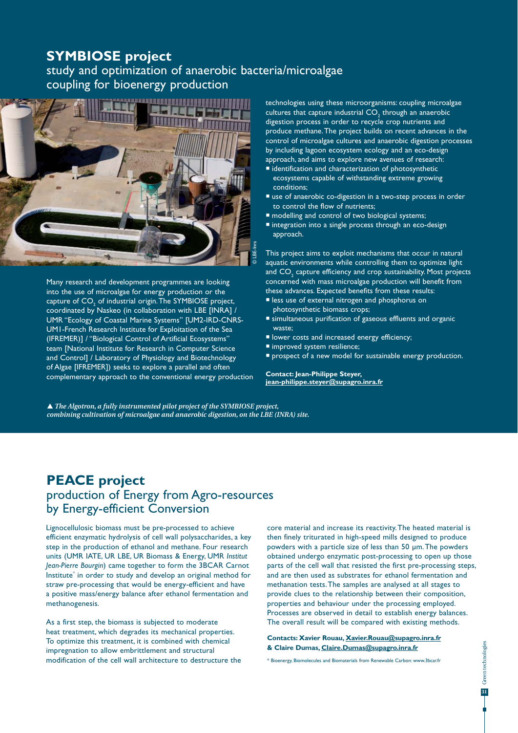# SYMBIOSE project

## study and optimization of anaerobic bacteria/microalgae coupling for bioenergy production

© LBE-Inra

Many research and development programmes are looking into the use of microalgae for energy production or the capture of $CO_2$ of industrial origin. The SYMBIOSE project, coordinated by Naskeo (in collaboration with LBE [INRA] / UMR "Ecology of Coastal Marine Systems" [UM2-IRD-CNRS-UM1-French Research Institute for Exploitation of the Sea (IFREMER)] / "Biological Control of Artificial Ecosystems" team [National Institute for Research in Computer Science and Control] / Laboratory of Physiology and Biotechnology of Algae [IFREMER]) seeks to explore a parallel and often complementary approach to the conventional energy production technologies using these microorganisms: coupling microalgae cultures that capture industrial $CO_2$ through an anaerobic digestion process in order to recycle crop nutrients and produce methane. The project builds on recent advances in the control of microalgae cultures and anaerobic digestion processes by including lagoon ecosystem ecology and an eco-design approach, and aims to explore new avenues of research:

- identification and characterization of photosynthetic ecosystems capable of withstanding extreme growing conditions;
- use of anaerobic co-digestion in a two-step process in order to control the flow of nutrients;
- modelling and control of two biological systems;
- integration into a single process through an eco-design approach.

This project aims to exploit mechanisms that occur in natural aquatic environments while controlling them to optimize light and $CO_2$ capture efficiency and crop sustainability. Most projects concerned with mass microalgae production will benefit from these advances. Expected benefits from these results:

- less use of external nitrogen and phosphorus on photosynthetic biomass crops;
- simultaneous purification of gaseous effluents and organic waste;
- lower costs and increased energy efficiency;
- improved system resilience;
- prospect of a new model for sustainable energy production.

**Contact: Jean-Philippe Steyer, jean-philippe.steyer@supagro.inra.fr**

▲ *The Algotron, a fully instrumented pilot project of the SYMBIOSE project, combining cultivation of microalgae and anaerobic digestion, on the LBE (INRA) site.*

# PEACE project

## production of Energy from Agro-resources by Energy-efficient Conversion

Lignocellulosic biomass must be pre-processed to achieve efficient enzymatic hydrolysis of cell wall polysaccharides, a key step in the production of ethanol and methane. Four research units (UMR IATE, UR LBE, UR Biomass & Energy, UMR *Institut Jean-Pierre Bourgin*) came together to form the 3BCAR Carnot Institute* in order to study and develop an original method for straw pre-processing that would be energy-efficient and have a positive mass/energy balance after ethanol fermentation and methanogenesis.

As a first step, the biomass is subjected to moderate heat treatment, which degrades its mechanical properties. To optimize this treatment, it is combined with chemical impregnation to allow embrittlement and structural modification of the cell wall architecture to destructure the core material and increase its reactivity. The heated material is then finely triturated in high-speed mills designed to produce powders with a particle size of less than 50 µm. The powders obtained undergo enzymatic post-processing to open up those parts of the cell wall that resisted the first pre-processing steps, and are then used as substrates for ethanol fermentation and methanation tests. The samples are analysed at all stages to provide clues to the relationship between their composition, properties and behaviour under the processing employed. Processes are observed in detail to establish energy balances. The overall result will be compared with existing methods.

**Contacts: Xavier Rouau, Xavier.Rouau@supagro.inra.fr & Claire Dumas, Claire.Dumas@supagro.inra.fr**

* Bioenergy, Biomolecules and Biomaterials from Renewable Carbon: www.3bcar.fr